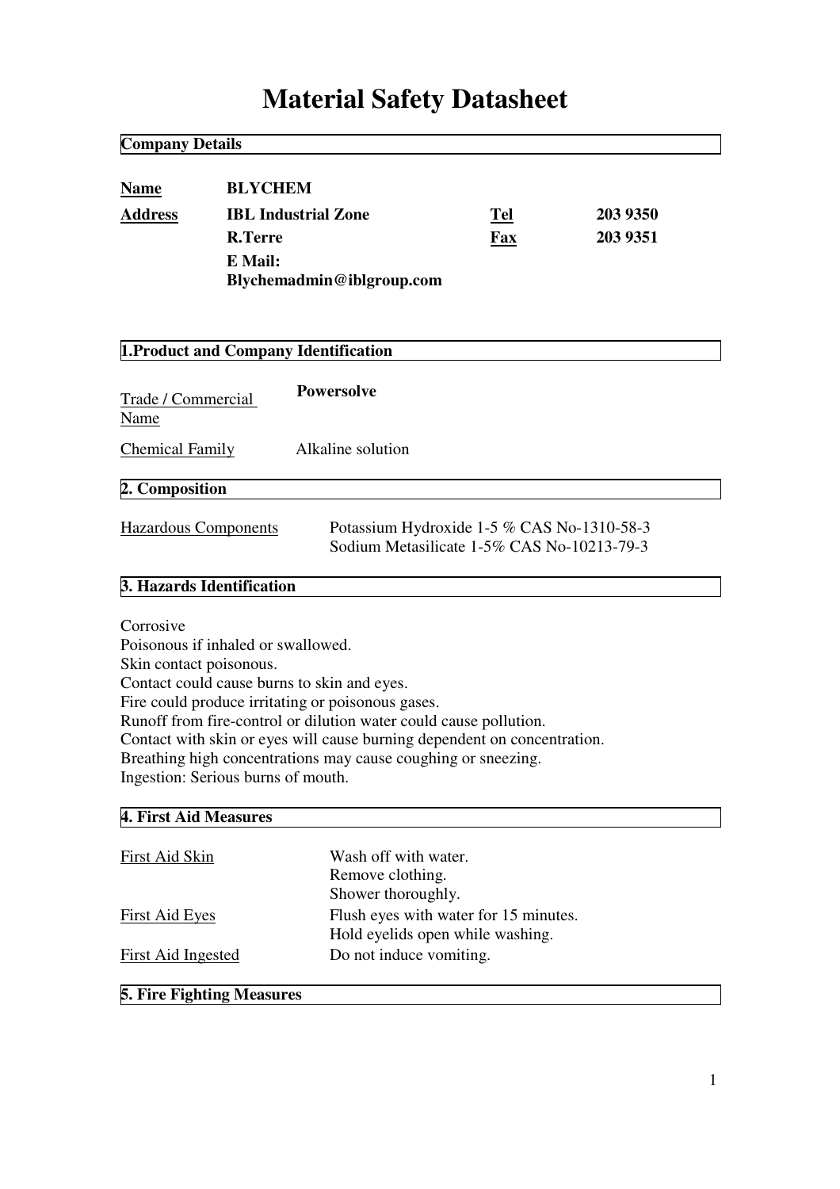# Material Safety Datasheet

## Company Details

| | | | |
|---|---|---|---|
| **Name** | **BLYCHEM** | | |
| **Address** | **IBL Industrial Zone** | **Tel** | **203 9350** |
| | **R.Terre** | **Fax** | **203 9351** |
| | **E Mail: Blychemadmin@iblgroup.com** | | |

## 1.Product and Company Identification

| | |
|---|---|
| Trade / Commercial Name | **Powersolve** |
| Chemical Family | Alkaline solution |

## 2. Composition

| | |
|---|---|
| Hazardous Components | Potassium Hydroxide 1-5 % CAS No-1310-58-3<br>Sodium Metasilicate 1-5% CAS No-10213-79-3 |

## 3. Hazards Identification

Corrosive
Poisonous if inhaled or swallowed.
Skin contact poisonous.
Contact could cause burns to skin and eyes.
Fire could produce irritating or poisonous gases.
Runoff from fire-control or dilution water could cause pollution.
Contact with skin or eyes will cause burning dependent on concentration.
Breathing high concentrations may cause coughing or sneezing.
Ingestion: Serious burns of mouth.

## 4. First Aid Measures

| | |
|---|---|
| First Aid Skin | Wash off with water.<br>Remove clothing.<br>Shower thoroughly. |
| First Aid Eyes | Flush eyes with water for 15 minutes.<br>Hold eyelids open while washing. |
| First Aid Ingested | Do not induce vomiting. |

## 5. Fire Fighting Measures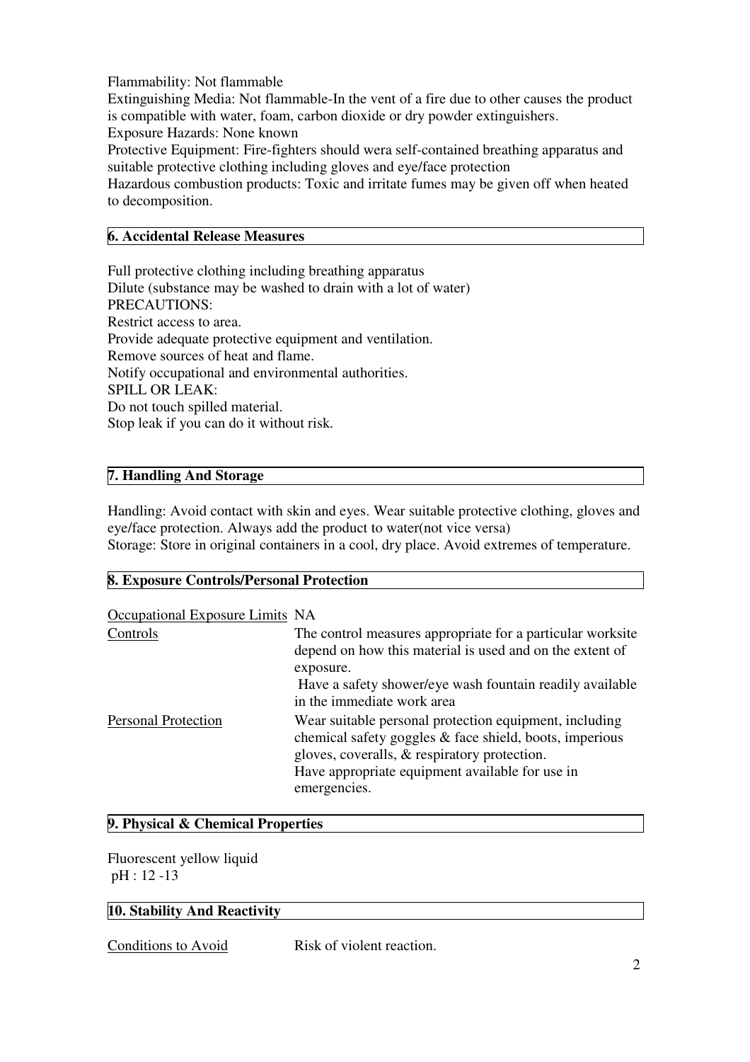Flammability: Not flammable

Extinguishing Media: Not flammable-In the vent of a fire due to other causes the product is compatible with water, foam, carbon dioxide or dry powder extinguishers.

Exposure Hazards: None known

Protective Equipment: Fire-fighters should wera self-contained breathing apparatus and suitable protective clothing including gloves and eye/face protection

Hazardous combustion products: Toxic and irritate fumes may be given off when heated to decomposition.

## 6. Accidental Release Measures

Full protective clothing including breathing apparatus

Dilute (substance may be washed to drain with a lot of water)

PRECAUTIONS:

Restrict access to area.

Provide adequate protective equipment and ventilation.

Remove sources of heat and flame.

Notify occupational and environmental authorities.

SPILL OR LEAK:

Do not touch spilled material.

Stop leak if you can do it without risk.

## 7. Handling And Storage

Handling: Avoid contact with skin and eyes. Wear suitable protective clothing, gloves and eye/face protection. Always add the product to water(not vice versa)

Storage: Store in original containers in a cool, dry place. Avoid extremes of temperature.

## 8. Exposure Controls/Personal Protection

| | |
|---|---|
| Occupational Exposure Limits | NA |
| Controls | The control measures appropriate for a particular worksite depend on how this material is used and on the extent of exposure.<br>Have a safety shower/eye wash fountain readily available in the immediate work area |
| Personal Protection | Wear suitable personal protection equipment, including chemical safety goggles & face shield, boots, imperious gloves, coveralls, & respiratory protection.<br>Have appropriate equipment available for use in emergencies. |

## 9. Physical & Chemical Properties

Fluorescent yellow liquid

pH : 12 -13

## 10. Stability And Reactivity

| | |
|---|---|
| Conditions to Avoid | Risk of violent reaction. |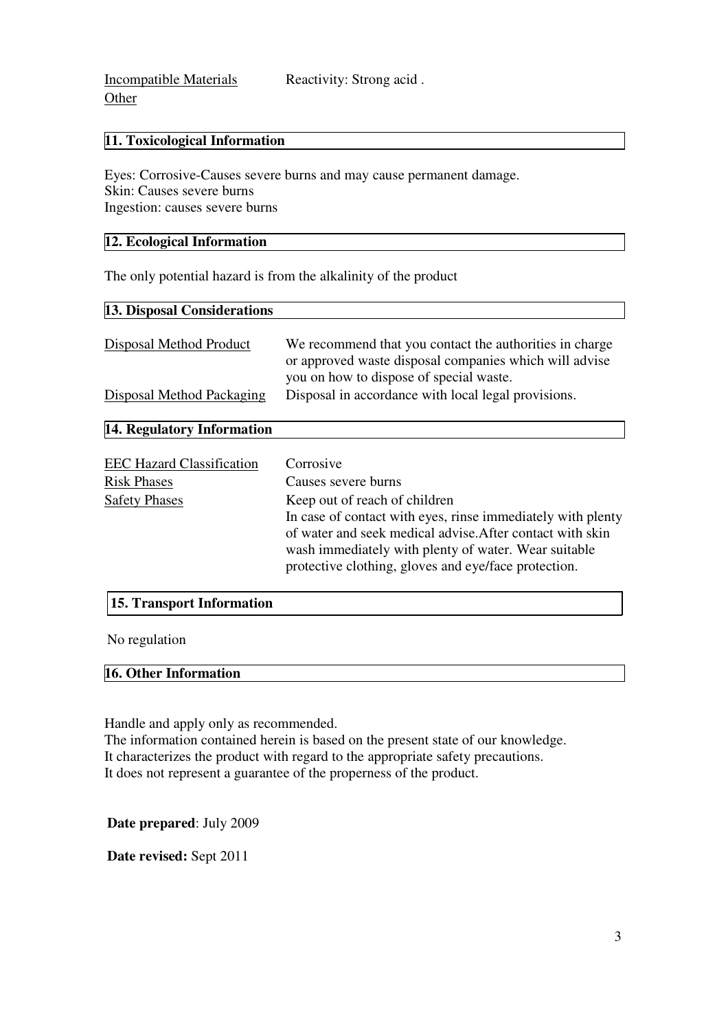| | |
|---|---|
| Incompatible Materials | Reactivity: Strong acid . |
| Other | |

## 11. Toxicological Information

Eyes: Corrosive-Causes severe burns and may cause permanent damage.
Skin: Causes severe burns
Ingestion: causes severe burns

## 12. Ecological Information

The only potential hazard is from the alkalinity of the product

## 13. Disposal Considerations

| | |
|---|---|
| Disposal Method Product | We recommend that you contact the authorities in charge or approved waste disposal companies which will advise you on how to dispose of special waste. |
| Disposal Method Packaging | Disposal in accordance with local legal provisions. |

## 14. Regulatory Information

| | |
|---|---|
| EEC Hazard Classification | Corrosive |
| Risk Phases | Causes severe burns |
| Safety Phases | Keep out of reach of children<br>In case of contact with eyes, rinse immediately with plenty of water and seek medical advise.After contact with skin wash immediately with plenty of water. Wear suitable protective clothing, gloves and eye/face protection. |

## 15. Transport Information

No regulation

## 16. Other Information

Handle and apply only as recommended.
The information contained herein is based on the present state of our knowledge.
It characterizes the product with regard to the appropriate safety precautions.
It does not represent a guarantee of the properness of the product.

**Date prepared**: July 2009

**Date revised:** Sept 2011